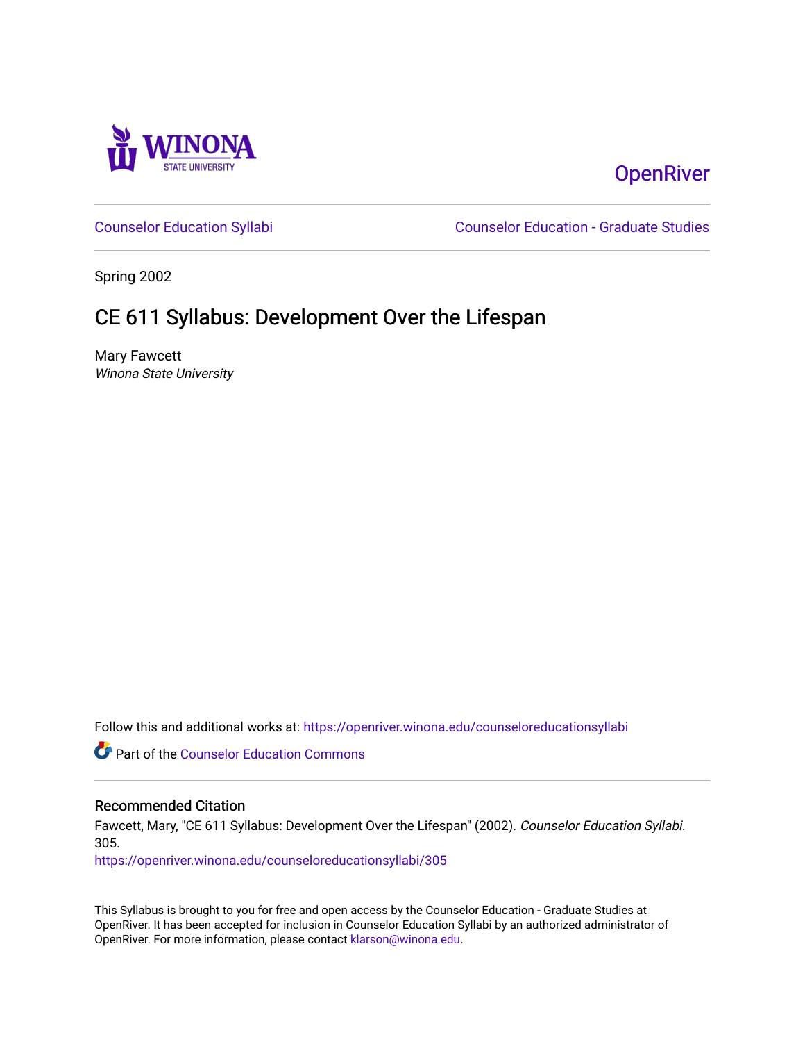OpenRiver

Counselor Education Syllabi | Counselor Education - Graduate Studies

Spring 2002

# CE 611 Syllabus: Development Over the Lifespan

Mary Fawcett
*Winona State University*

Follow this and additional works at: https://openriver.winona.edu/counseloreducationsyllabi

Part of the Counselor Education Commons

## Recommended Citation

Fawcett, Mary, "CE 611 Syllabus: Development Over the Lifespan" (2002). *Counselor Education Syllabi*. 305.
https://openriver.winona.edu/counseloreducationsyllabi/305

This Syllabus is brought to you for free and open access by the Counselor Education - Graduate Studies at OpenRiver. It has been accepted for inclusion in Counselor Education Syllabi by an authorized administrator of OpenRiver. For more information, please contact klarson@winona.edu.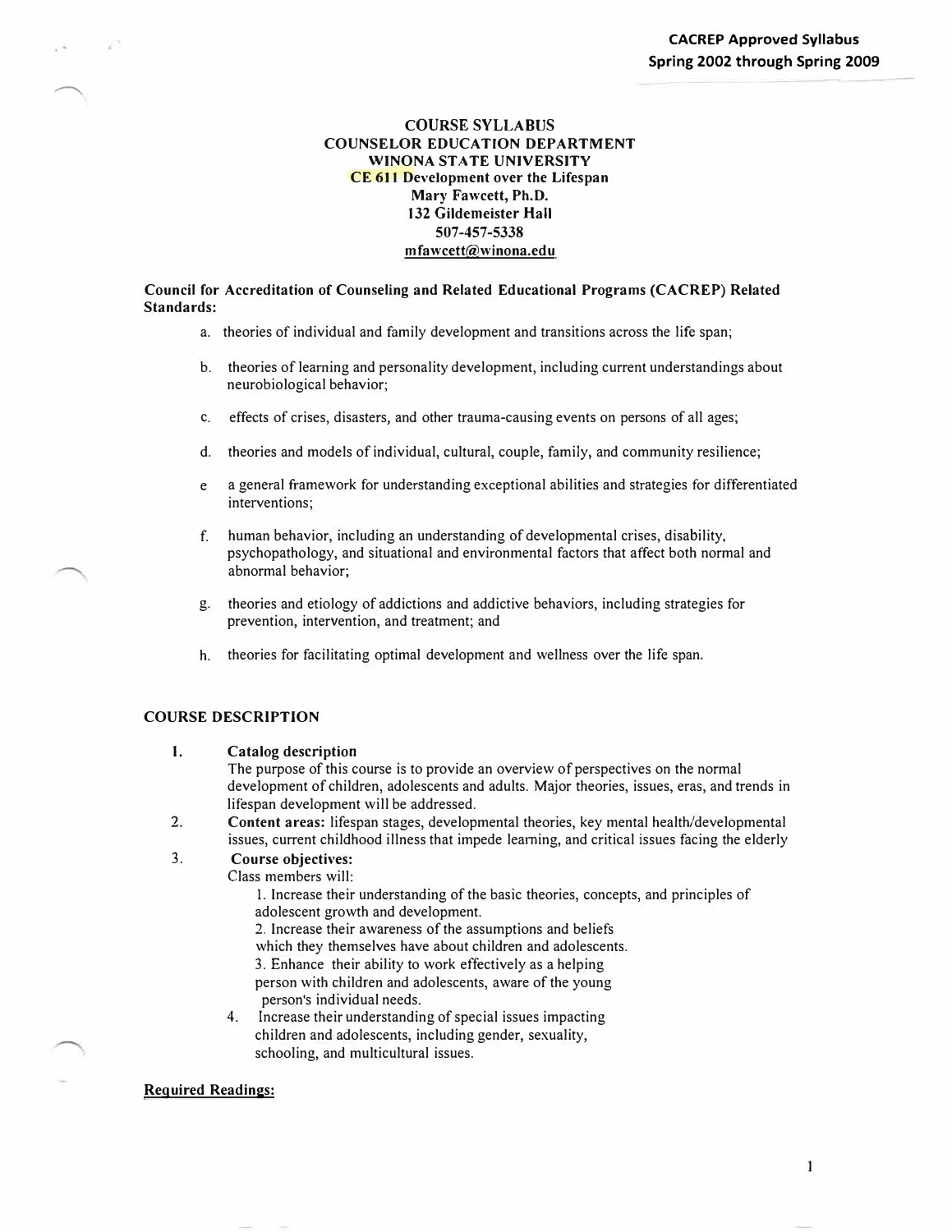**CACREP Approved Syllabus**
**Spring 2002 through Spring 2009**

# COURSE SYLLABUS
## COUNSELOR EDUCATION DEPARTMENT
## WINONA STATE UNIVERSITY
## CE 611 Development over the Lifespan

**Mary Fawcett, Ph.D.**
**132 Gildemeister Hall**
**507-457-5338**
**mfawcett@winona.edu**

**Council for Accreditation of Counseling and Related Educational Programs (CACREP) Related Standards:**

a. theories of individual and family development and transitions across the life span;

b. theories of learning and personality development, including current understandings about neurobiological behavior;

c. effects of crises, disasters, and other trauma-causing events on persons of all ages;

d. theories and models of individual, cultural, couple, family, and community resilience;

e a general framework for understanding exceptional abilities and strategies for differentiated interventions;

f. human behavior, including an understanding of developmental crises, disability, psychopathology, and situational and environmental factors that affect both normal and abnormal behavior;

g. theories and etiology of addictions and addictive behaviors, including strategies for prevention, intervention, and treatment; and

h. theories for facilitating optimal development and wellness over the life span.

## COURSE DESCRIPTION

1. **Catalog description**
   The purpose of this course is to provide an overview of perspectives on the normal development of children, adolescents and adults. Major theories, issues, eras, and trends in lifespan development will be addressed.
2. **Content areas:** lifespan stages, developmental theories, key mental health/developmental issues, current childhood illness that impede learning, and critical issues facing the elderly
3. **Course objectives:**
   Class members will:
   1. Increase their understanding of the basic theories, concepts, and principles of adolescent growth and development.
   2. Increase their awareness of the assumptions and beliefs which they themselves have about children and adolescents.
   3. Enhance their ability to work effectively as a helping person with children and adolescents, aware of the young person's individual needs.
   4. Increase their understanding of special issues impacting children and adolescents, including gender, sexuality, schooling, and multicultural issues.

**Required Readings:**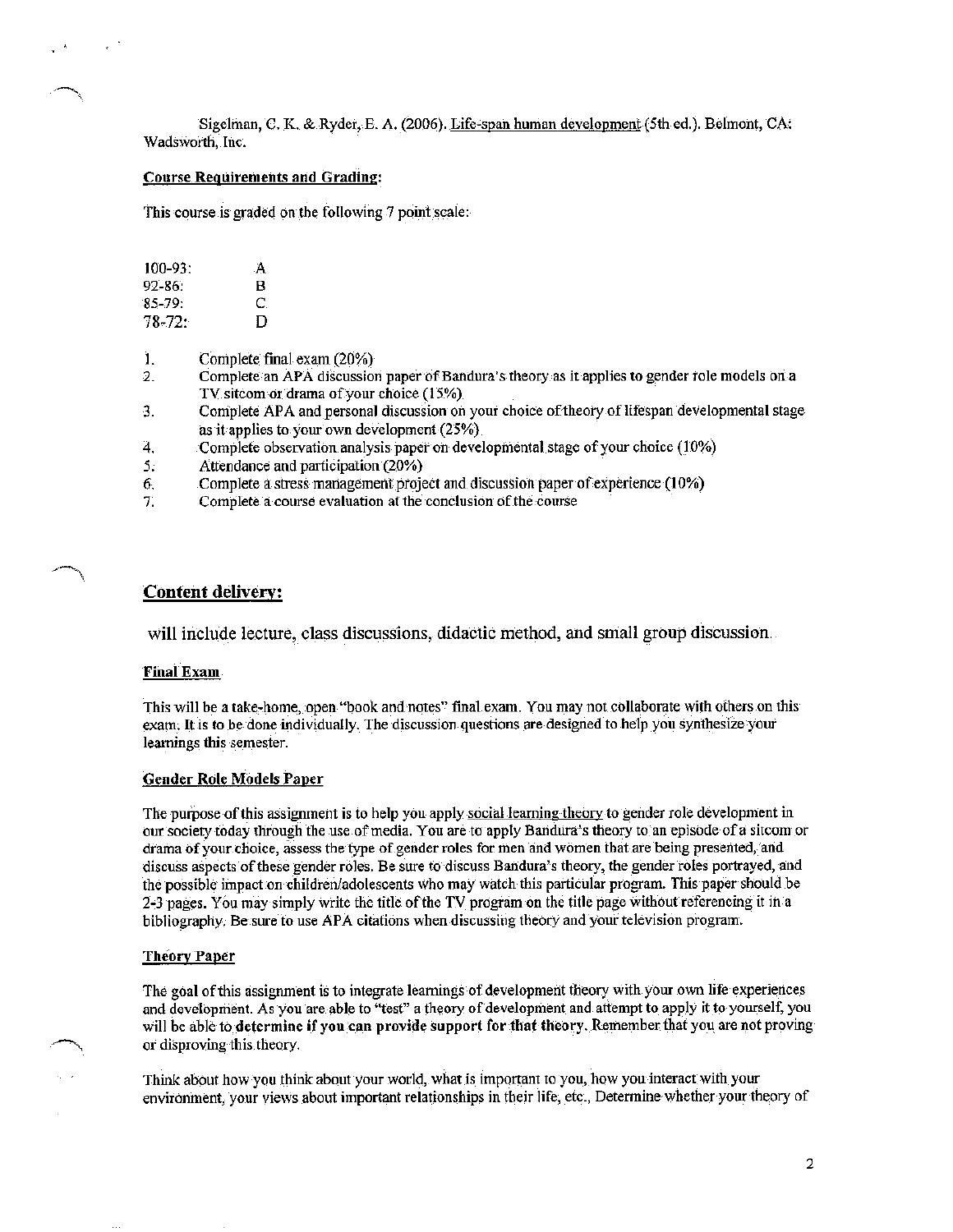Sigelman, C. K. & Ryder, E. A. (2006). Life-span human development (5th ed.). Belmont, CA: Wadsworth, Inc.

**Course Requirements and Grading:**

This course is graded on the following 7 point scale:

| | |
|---|---|
| 100-93: | A |
| 92-86: | B |
| 85-79: | C |
| 78-72: | D |

1. Complete final exam (20%)
2. Complete an APA discussion paper of Bandura's theory as it applies to gender role models on a TV sitcom or drama of your choice (15%)
3. Complete APA and personal discussion on your choice of theory of lifespan developmental stage as it applies to your own development (25%)
4. Complete observation analysis paper on developmental stage of your choice (10%)
5. Attendance and participation (20%)
6. Complete a stress management project and discussion paper of experience (10%)
7. Complete a course evaluation at the conclusion of the course

## Content delivery:

will include lecture, class discussions, didactic method, and small group discussion.

**Final Exam**

This will be a take-home, open "book and notes" final exam. You may not collaborate with others on this exam. It is to be done individually. The discussion questions are designed to help you synthesize your learnings this semester.

**Gender Role Models Paper**

The purpose of this assignment is to help you apply social learning theory to gender role development in our society today through the use of media. You are to apply Bandura's theory to an episode of a sitcom or drama of your choice, assess the type of gender roles for men and women that are being presented, and discuss aspects of these gender roles. Be sure to discuss Bandura's theory, the gender roles portrayed, and the possible impact on children/adolescents who may watch this particular program. This paper should be 2-3 pages. You may simply write the title of the TV program on the title page without referencing it in a bibliography. Be sure to use APA citations when discussing theory and your television program.

**Theory Paper**

The goal of this assignment is to integrate learnings of development theory with your own life experiences and development. As you are able to "test" a theory of development and attempt to apply it to yourself, you will be able to **determine if you can provide support for that theory**. Remember that you are not proving or disproving this theory.

Think about how you think about your world, what is important to you, how you interact with your environment, your views about important relationships in their life, etc., Determine whether your theory of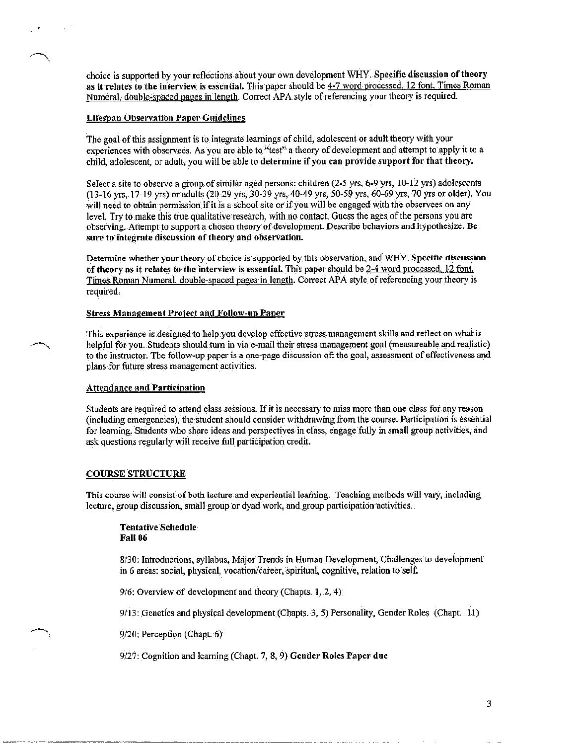choice is supported by your reflections about your own development WHY. **Specific discussion of theory as it relates to the interview is essential.** This paper should be <u>4-7 word processed, 12 font, Times Roman Numeral, double-spaced pages in length</u>. Correct APA style of referencing your theory is required.

**<u>Lifespan Observation Paper Guidelines</u>**

The goal of this assignment is to integrate learnings of child, adolescent or adult theory with your experiences with observees. As you are able to "test" a theory of development and attempt to apply it to a child, adolescent, or adult, you will be able to **determine if you can provide support for that theory.**

Select a site to observe a group of similar aged persons: children (2-5 yrs, 6-9 yrs, 10-12 yrs) adolescents (13-16 yrs, 17-19 yrs) or adults (20-29 yrs, 30-39 yrs, 40-49 yrs, 50-59 yrs, 60-69 yrs, 70 yrs or older). You will need to obtain permission if it is a school site or if you will be engaged with the observees on any level. Try to make this true qualitative research, with no contact. Guess the ages of the persons you are observing. Attempt to support a chosen theory of development. Describe behaviors and hypothesize. **Be sure to integrate discussion of theory and observation.**

Determine whether your theory of choice is supported by this observation, and WHY. **Specific discussion of theory as it relates to the interview is essential.** This paper should be <u>2-4 word processed, 12 font, Times Roman Numeral, double-spaced pages in length</u>. Correct APA style of referencing your theory is required.

**<u>Stress Management Project and Follow-up Paper</u>**

This experience is designed to help you develop effective stress management skills and reflect on what is helpful for you. Students should turn in via e-mail their stress management goal (measureable and realistic) to the instructor. The follow-up paper is a one-page discussion of: the goal, assessment of effectiveness and plans for future stress management activities.

**<u>Attendance and Participation</u>**

Students are required to attend class sessions. If it is necessary to miss more than one class for any reason (including emergencies), the student should consider withdrawing from the course. Participation is essential for learning. Students who share ideas and perspectives in class, engage fully in small group activities, and ask questions regularly will receive full participation credit.

## <u>COURSE STRUCTURE</u>

This course will consist of both lecture and experiential learning. Teaching methods will vary, including lecture, group discussion, small group or dyad work, and group participation activities.

**Tentative Schedule**
**Fall 06**

8/30: Introductions, syllabus, Major Trends in Human Development, Challenges to development in 6 areas: social, physical, vocation/career, spiritual, cognitive, relation to self.

9/6: Overview of development and theory (Chapts. 1, 2, 4)

9/13: Genetics and physical development (Chapts. 3, 5) Personality, Gender Roles (Chapt. 11)

9/20: Perception (Chapt. 6)

9/27: Cognition and learning (Chapt. 7, 8, 9) **Gender Roles Paper due**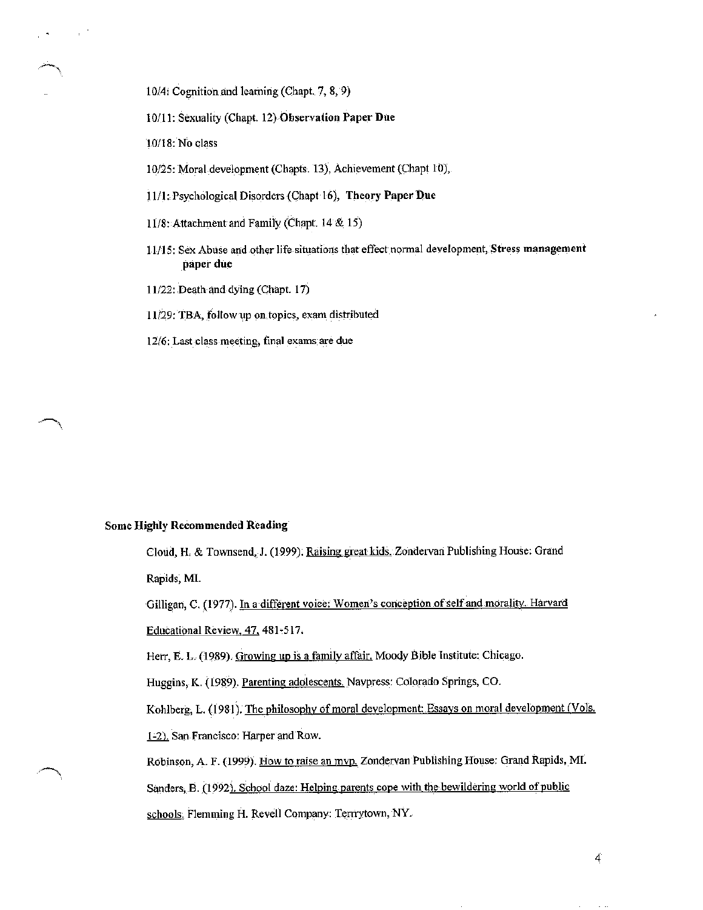10/4: Cognition and learning (Chapt. 7, 8, 9)

10/11: Sexuality (Chapt. 12) **Observation Paper Due**

10/18: No class

10/25: Moral development (Chapts. 13), Achievement (Chapt 10),

11/1: Psychological Disorders (Chapt 16), **Theory Paper Due**

11/8: Attachment and Family (Chapt. 14 & 15)

11/15: Sex Abuse and other life situations that effect normal development, **Stress management paper due**

11/22: Death and dying (Chapt. 17)

11/29: TBA, follow up on topics, exam distributed

12/6: Last class meeting, final exams are due

**Some Highly Recommended Reading**

Cloud, H. & Townsend, J. (1999). Raising great kids. Zondervan Publishing House: Grand Rapids, MI.

Gilligan, C. (1977). In a different voice: Women's conception of self and morality. Harvard Educational Review, 47, 481-517.

Herr, E. L. (1989). Growing up is a family affair. Moody Bible Institute: Chicago.

Huggins, K. (1989). Parenting adolescents. Navpress: Colorado Springs, CO.

Kohlberg, L. (1981). The philosophy of moral development: Essays on moral development (Vols. 1-2). San Francisco: Harper and Row.

Robinson, A. F. (1999). How to raise an mvp. Zondervan Publishing House: Grand Rapids, MI.

Sanders, B. (1992). School daze: Helping parents cope with the bewildering world of public schools. Flemming H. Revell Company: Terrytown, NY.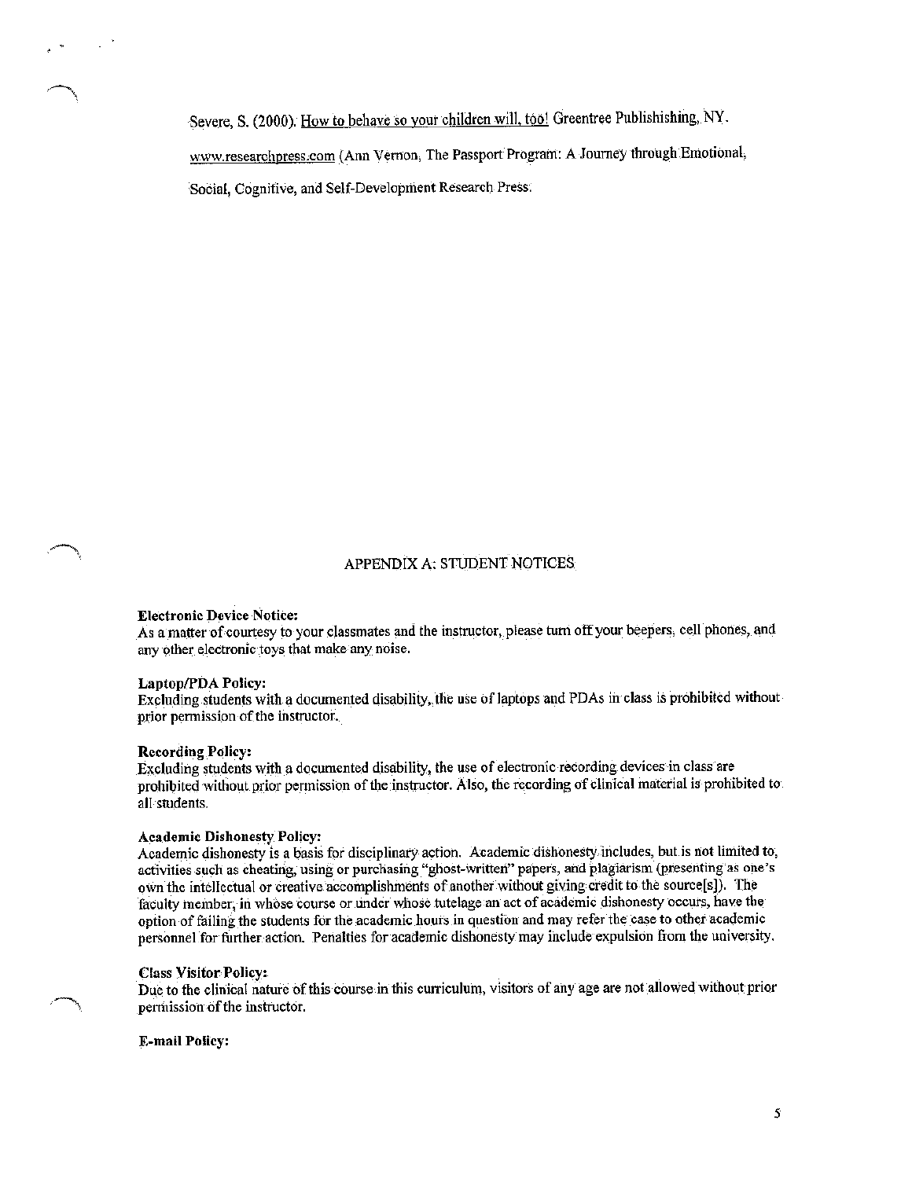Severe, S. (2000). How to behave so your children will, too! Greentree Publishishing, NY.

www.researchpress.com (Ann Vernon, The Passport Program: A Journey through Emotional, Social, Cognitive, and Self-Development Research Press.

## APPENDIX A: STUDENT NOTICES

**Electronic Device Notice:**
As a matter of courtesy to your classmates and the instructor, please turn off your beepers, cell phones, and any other electronic toys that make any noise.

**Laptop/PDA Policy:**
Excluding students with a documented disability, the use of laptops and PDAs in class is prohibited without prior permission of the instructor.

**Recording Policy:**
Excluding students with a documented disability, the use of electronic recording devices in class are prohibited without prior permission of the instructor. Also, the recording of clinical material is prohibited to all students.

**Academic Dishonesty Policy:**
Academic dishonesty is a basis for disciplinary action. Academic dishonesty includes, but is not limited to, activities such as cheating, using or purchasing "ghost-written" papers, and plagiarism (presenting as one's own the intellectual or creative accomplishments of another without giving credit to the source[s]). The faculty member, in whose course or under whose tutelage an act of academic dishonesty occurs, have the option of failing the students for the academic hours in question and may refer the case to other academic personnel for further action. Penalties for academic dishonesty may include expulsion from the university.

**Class Visitor Policy:**
Due to the clinical nature of this course in this curriculum, visitors of any age are not allowed without prior permission of the instructor.

**E-mail Policy:**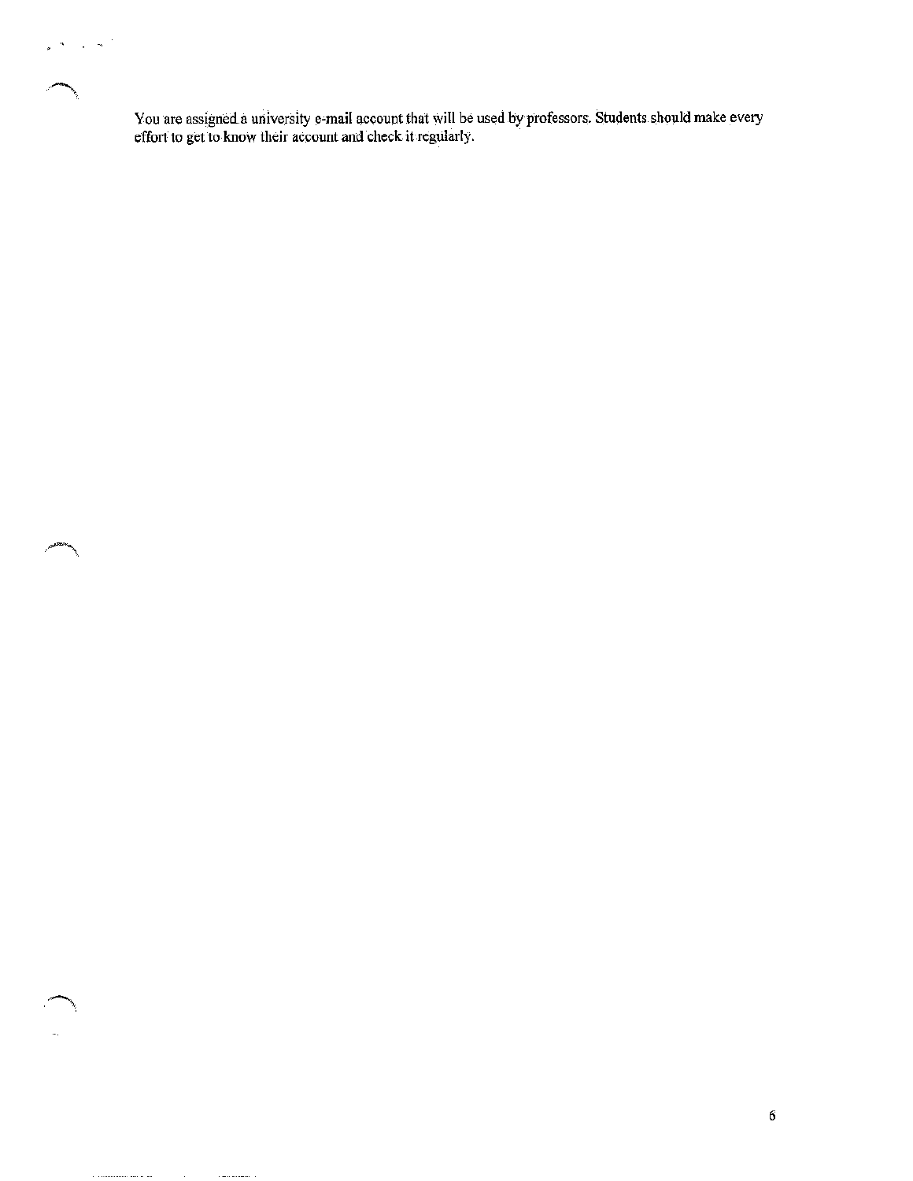You are assigned a university e-mail account that will be used by professors. Students should make every effort to get to know their account and check it regularly.